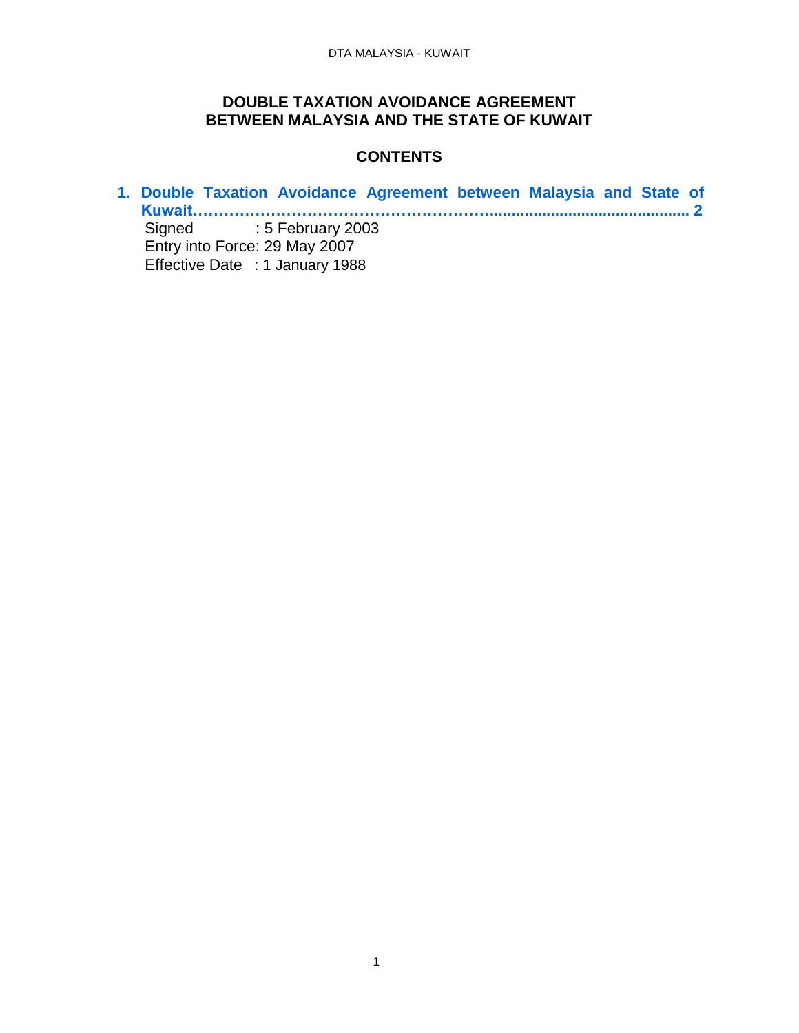# DOUBLE TAXATION AVOIDANCE AGREEMENT BETWEEN MALAYSIA AND THE STATE OF KUWAIT

## CONTENTS

1. **Double Taxation Avoidance Agreement between Malaysia and State of Kuwait……………………………………………………............................................ 2**

   Signed : 5 February 2003
   Entry into Force: 29 May 2007
   Effective Date : 1 January 1988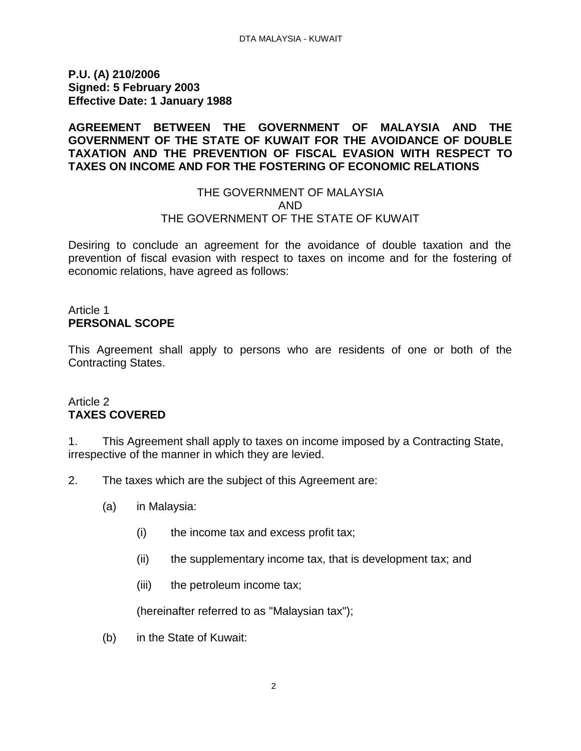**P.U. (A) 210/2006**
**Signed: 5 February 2003**
**Effective Date: 1 January 1988**

**AGREEMENT BETWEEN THE GOVERNMENT OF MALAYSIA AND THE GOVERNMENT OF THE STATE OF KUWAIT FOR THE AVOIDANCE OF DOUBLE TAXATION AND THE PREVENTION OF FISCAL EVASION WITH RESPECT TO TAXES ON INCOME AND FOR THE FOSTERING OF ECONOMIC RELATIONS**

THE GOVERNMENT OF MALAYSIA
AND
THE GOVERNMENT OF THE STATE OF KUWAIT

Desiring to conclude an agreement for the avoidance of double taxation and the prevention of fiscal evasion with respect to taxes on income and for the fostering of economic relations, have agreed as follows:

Article 1
**PERSONAL SCOPE**

This Agreement shall apply to persons who are residents of one or both of the Contracting States.

Article 2
**TAXES COVERED**

1. This Agreement shall apply to taxes on income imposed by a Contracting State, irrespective of the manner in which they are levied.

2. The taxes which are the subject of this Agreement are:

(a) in Malaysia:

(i) the income tax and excess profit tax;

(ii) the supplementary income tax, that is development tax; and

(iii) the petroleum income tax;

(hereinafter referred to as "Malaysian tax");

(b) in the State of Kuwait: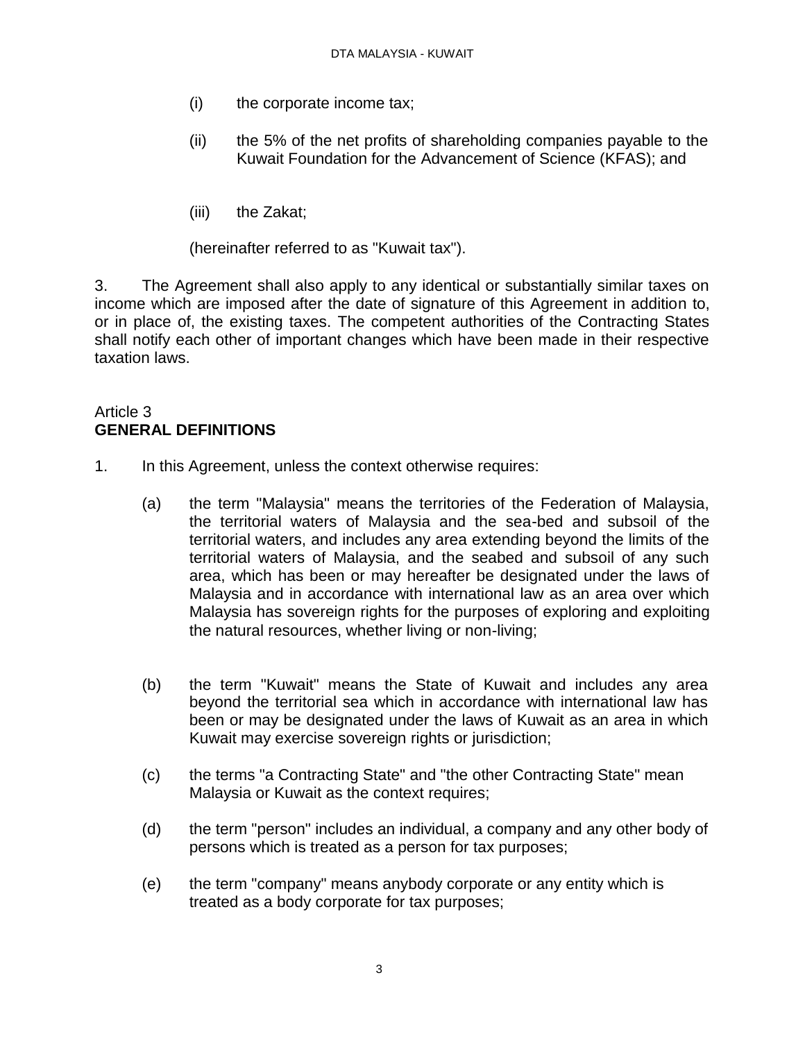(i) the corporate income tax;

(ii) the 5% of the net profits of shareholding companies payable to the Kuwait Foundation for the Advancement of Science (KFAS); and

(iii) the Zakat;

(hereinafter referred to as "Kuwait tax").

3. The Agreement shall also apply to any identical or substantially similar taxes on income which are imposed after the date of signature of this Agreement in addition to, or in place of, the existing taxes. The competent authorities of the Contracting States shall notify each other of important changes which have been made in their respective taxation laws.

Article 3
**GENERAL DEFINITIONS**

1. In this Agreement, unless the context otherwise requires:

(a) the term "Malaysia" means the territories of the Federation of Malaysia, the territorial waters of Malaysia and the sea-bed and subsoil of the territorial waters, and includes any area extending beyond the limits of the territorial waters of Malaysia, and the seabed and subsoil of any such area, which has been or may hereafter be designated under the laws of Malaysia and in accordance with international law as an area over which Malaysia has sovereign rights for the purposes of exploring and exploiting the natural resources, whether living or non-living;

(b) the term "Kuwait" means the State of Kuwait and includes any area beyond the territorial sea which in accordance with international law has been or may be designated under the laws of Kuwait as an area in which Kuwait may exercise sovereign rights or jurisdiction;

(c) the terms "a Contracting State" and "the other Contracting State" mean Malaysia or Kuwait as the context requires;

(d) the term "person" includes an individual, a company and any other body of persons which is treated as a person for tax purposes;

(e) the term "company" means anybody corporate or any entity which is treated as a body corporate for tax purposes;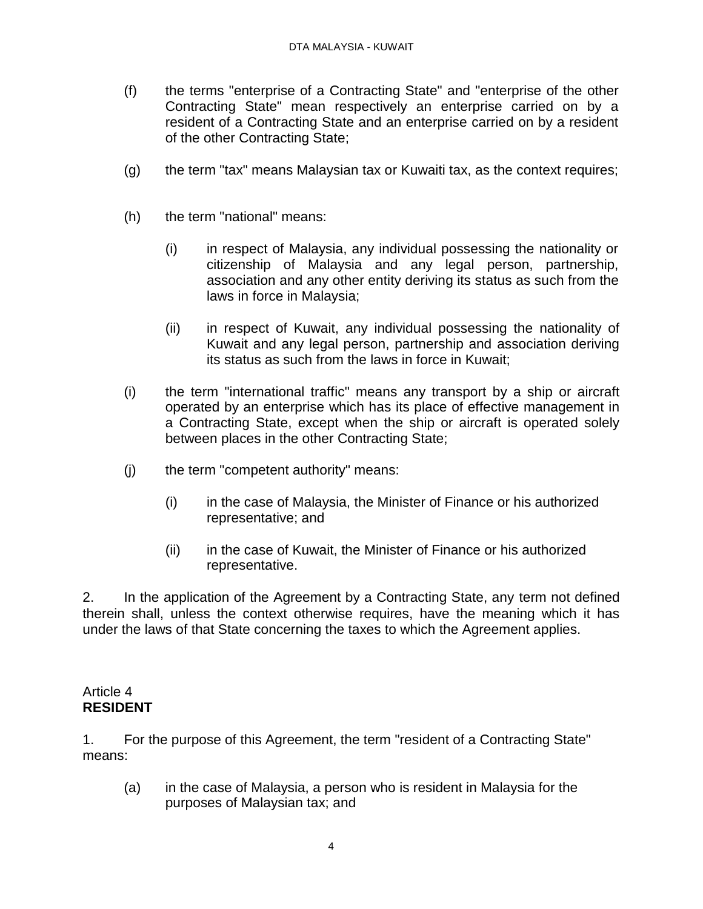(f) the terms "enterprise of a Contracting State" and "enterprise of the other Contracting State" mean respectively an enterprise carried on by a resident of a Contracting State and an enterprise carried on by a resident of the other Contracting State;

(g) the term "tax" means Malaysian tax or Kuwaiti tax, as the context requires;

(h) the term "national" means:

  (i) in respect of Malaysia, any individual possessing the nationality or citizenship of Malaysia and any legal person, partnership, association and any other entity deriving its status as such from the laws in force in Malaysia;

  (ii) in respect of Kuwait, any individual possessing the nationality of Kuwait and any legal person, partnership and association deriving its status as such from the laws in force in Kuwait;

(i) the term "international traffic" means any transport by a ship or aircraft operated by an enterprise which has its place of effective management in a Contracting State, except when the ship or aircraft is operated solely between places in the other Contracting State;

(j) the term "competent authority" means:

  (i) in the case of Malaysia, the Minister of Finance or his authorized representative; and

  (ii) in the case of Kuwait, the Minister of Finance or his authorized representative.

2. In the application of the Agreement by a Contracting State, any term not defined therein shall, unless the context otherwise requires, have the meaning which it has under the laws of that State concerning the taxes to which the Agreement applies.

## Article 4
## **RESIDENT**

1. For the purpose of this Agreement, the term "resident of a Contracting State" means:

(a) in the case of Malaysia, a person who is resident in Malaysia for the purposes of Malaysian tax; and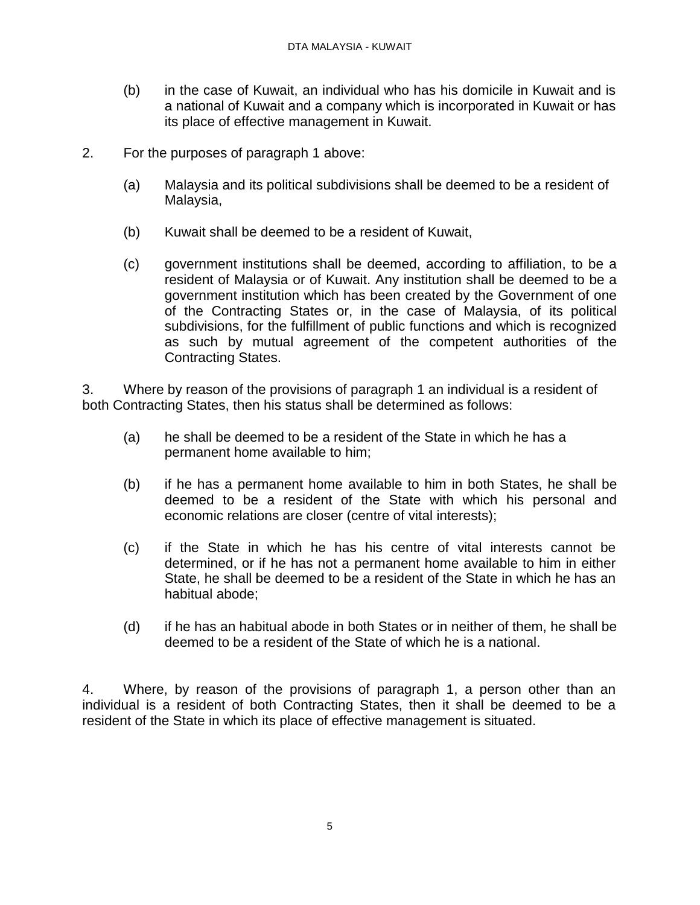(b) in the case of Kuwait, an individual who has his domicile in Kuwait and is a national of Kuwait and a company which is incorporated in Kuwait or has its place of effective management in Kuwait.

2. For the purposes of paragraph 1 above:

(a) Malaysia and its political subdivisions shall be deemed to be a resident of Malaysia,

(b) Kuwait shall be deemed to be a resident of Kuwait,

(c) government institutions shall be deemed, according to affiliation, to be a resident of Malaysia or of Kuwait. Any institution shall be deemed to be a government institution which has been created by the Government of one of the Contracting States or, in the case of Malaysia, of its political subdivisions, for the fulfillment of public functions and which is recognized as such by mutual agreement of the competent authorities of the Contracting States.

3. Where by reason of the provisions of paragraph 1 an individual is a resident of both Contracting States, then his status shall be determined as follows:

(a) he shall be deemed to be a resident of the State in which he has a permanent home available to him;

(b) if he has a permanent home available to him in both States, he shall be deemed to be a resident of the State with which his personal and economic relations are closer (centre of vital interests);

(c) if the State in which he has his centre of vital interests cannot be determined, or if he has not a permanent home available to him in either State, he shall be deemed to be a resident of the State in which he has an habitual abode;

(d) if he has an habitual abode in both States or in neither of them, he shall be deemed to be a resident of the State of which he is a national.

4. Where, by reason of the provisions of paragraph 1, a person other than an individual is a resident of both Contracting States, then it shall be deemed to be a resident of the State in which its place of effective management is situated.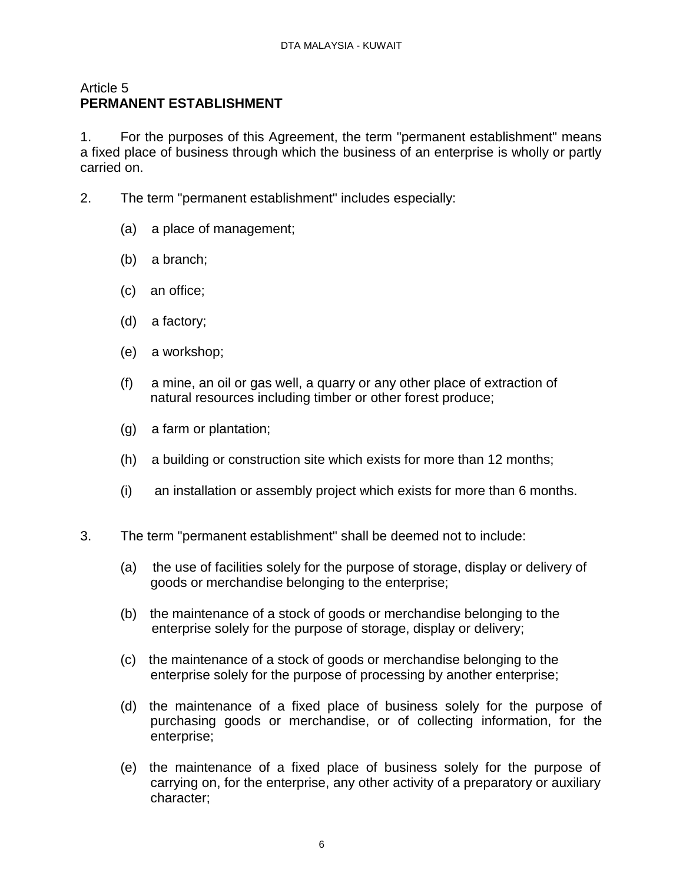## Article 5
## PERMANENT ESTABLISHMENT

1. For the purposes of this Agreement, the term "permanent establishment" means a fixed place of business through which the business of an enterprise is wholly or partly carried on.

2. The term "permanent establishment" includes especially:

   (a) a place of management;

   (b) a branch;

   (c) an office;

   (d) a factory;

   (e) a workshop;

   (f) a mine, an oil or gas well, a quarry or any other place of extraction of natural resources including timber or other forest produce;

   (g) a farm or plantation;

   (h) a building or construction site which exists for more than 12 months;

   (i) an installation or assembly project which exists for more than 6 months.

3. The term "permanent establishment" shall be deemed not to include:

   (a) the use of facilities solely for the purpose of storage, display or delivery of goods or merchandise belonging to the enterprise;

   (b) the maintenance of a stock of goods or merchandise belonging to the enterprise solely for the purpose of storage, display or delivery;

   (c) the maintenance of a stock of goods or merchandise belonging to the enterprise solely for the purpose of processing by another enterprise;

   (d) the maintenance of a fixed place of business solely for the purpose of purchasing goods or merchandise, or of collecting information, for the enterprise;

   (e) the maintenance of a fixed place of business solely for the purpose of carrying on, for the enterprise, any other activity of a preparatory or auxiliary character;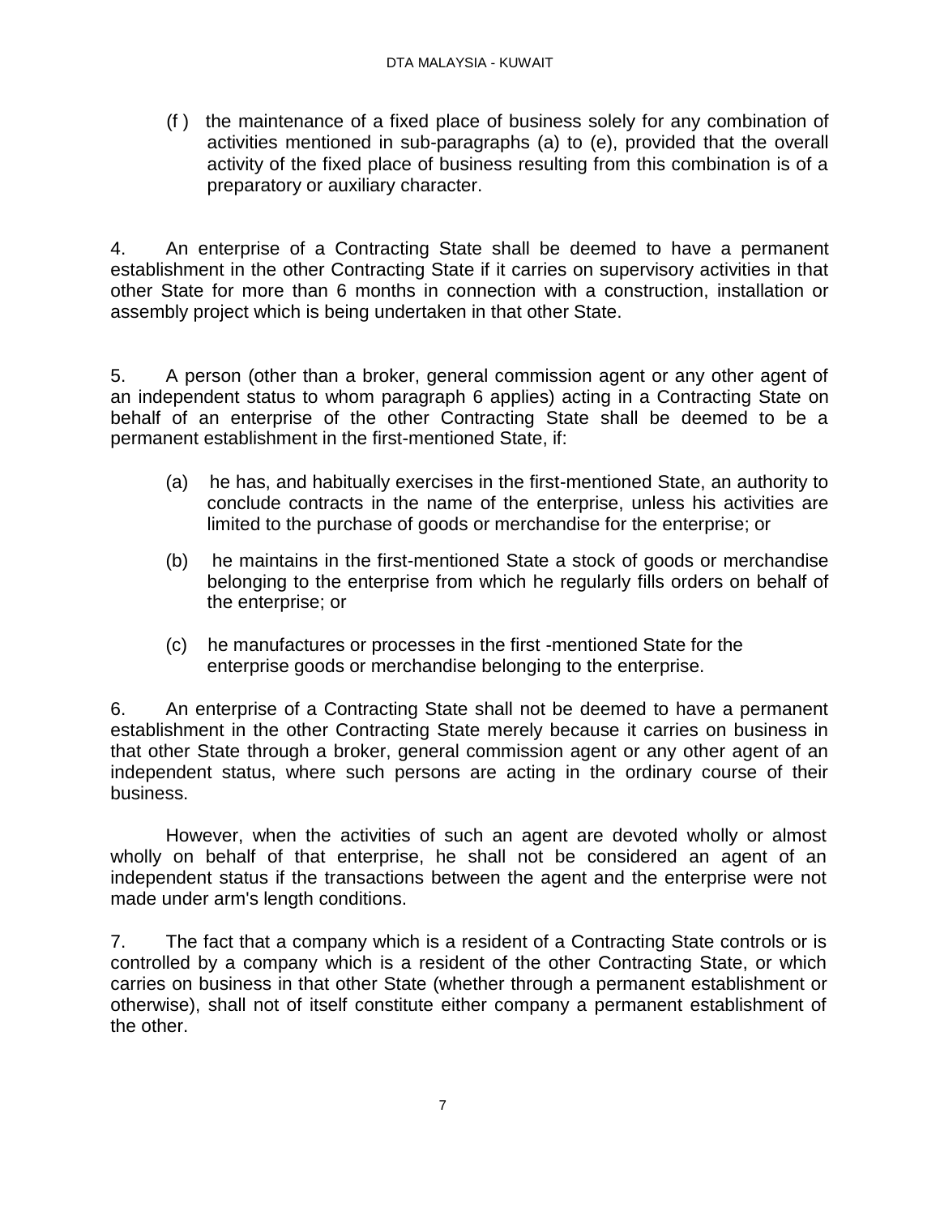(f ) the maintenance of a fixed place of business solely for any combination of activities mentioned in sub-paragraphs (a) to (e), provided that the overall activity of the fixed place of business resulting from this combination is of a preparatory or auxiliary character.

4. An enterprise of a Contracting State shall be deemed to have a permanent establishment in the other Contracting State if it carries on supervisory activities in that other State for more than 6 months in connection with a construction, installation or assembly project which is being undertaken in that other State.

5. A person (other than a broker, general commission agent or any other agent of an independent status to whom paragraph 6 applies) acting in a Contracting State on behalf of an enterprise of the other Contracting State shall be deemed to be a permanent establishment in the first-mentioned State, if:

(a) he has, and habitually exercises in the first-mentioned State, an authority to conclude contracts in the name of the enterprise, unless his activities are limited to the purchase of goods or merchandise for the enterprise; or

(b) he maintains in the first-mentioned State a stock of goods or merchandise belonging to the enterprise from which he regularly fills orders on behalf of the enterprise; or

(c) he manufactures or processes in the first -mentioned State for the enterprise goods or merchandise belonging to the enterprise.

6. An enterprise of a Contracting State shall not be deemed to have a permanent establishment in the other Contracting State merely because it carries on business in that other State through a broker, general commission agent or any other agent of an independent status, where such persons are acting in the ordinary course of their business.

However, when the activities of such an agent are devoted wholly or almost wholly on behalf of that enterprise, he shall not be considered an agent of an independent status if the transactions between the agent and the enterprise were not made under arm's length conditions.

7. The fact that a company which is a resident of a Contracting State controls or is controlled by a company which is a resident of the other Contracting State, or which carries on business in that other State (whether through a permanent establishment or otherwise), shall not of itself constitute either company a permanent establishment of the other.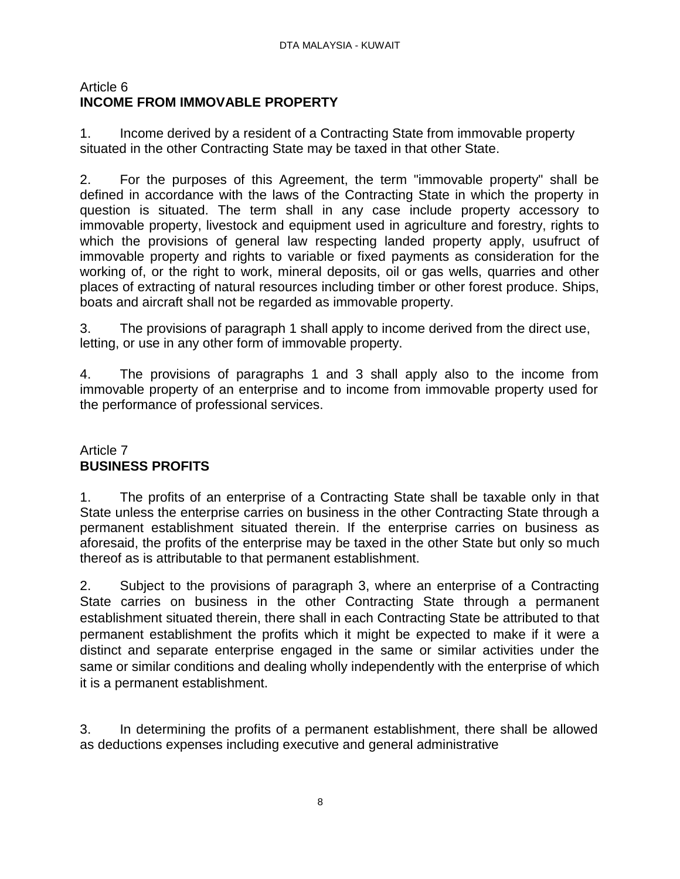## Article 6
## INCOME FROM IMMOVABLE PROPERTY

1. Income derived by a resident of a Contracting State from immovable property situated in the other Contracting State may be taxed in that other State.

2. For the purposes of this Agreement, the term "immovable property" shall be defined in accordance with the laws of the Contracting State in which the property in question is situated. The term shall in any case include property accessory to immovable property, livestock and equipment used in agriculture and forestry, rights to which the provisions of general law respecting landed property apply, usufruct of immovable property and rights to variable or fixed payments as consideration for the working of, or the right to work, mineral deposits, oil or gas wells, quarries and other places of extracting of natural resources including timber or other forest produce. Ships, boats and aircraft shall not be regarded as immovable property.

3. The provisions of paragraph 1 shall apply to income derived from the direct use, letting, or use in any other form of immovable property.

4. The provisions of paragraphs 1 and 3 shall apply also to the income from immovable property of an enterprise and to income from immovable property used for the performance of professional services.

## Article 7
## BUSINESS PROFITS

1. The profits of an enterprise of a Contracting State shall be taxable only in that State unless the enterprise carries on business in the other Contracting State through a permanent establishment situated therein. If the enterprise carries on business as aforesaid, the profits of the enterprise may be taxed in the other State but only so much thereof as is attributable to that permanent establishment.

2. Subject to the provisions of paragraph 3, where an enterprise of a Contracting State carries on business in the other Contracting State through a permanent establishment situated therein, there shall in each Contracting State be attributed to that permanent establishment the profits which it might be expected to make if it were a distinct and separate enterprise engaged in the same or similar activities under the same or similar conditions and dealing wholly independently with the enterprise of which it is a permanent establishment.

3. In determining the profits of a permanent establishment, there shall be allowed as deductions expenses including executive and general administrative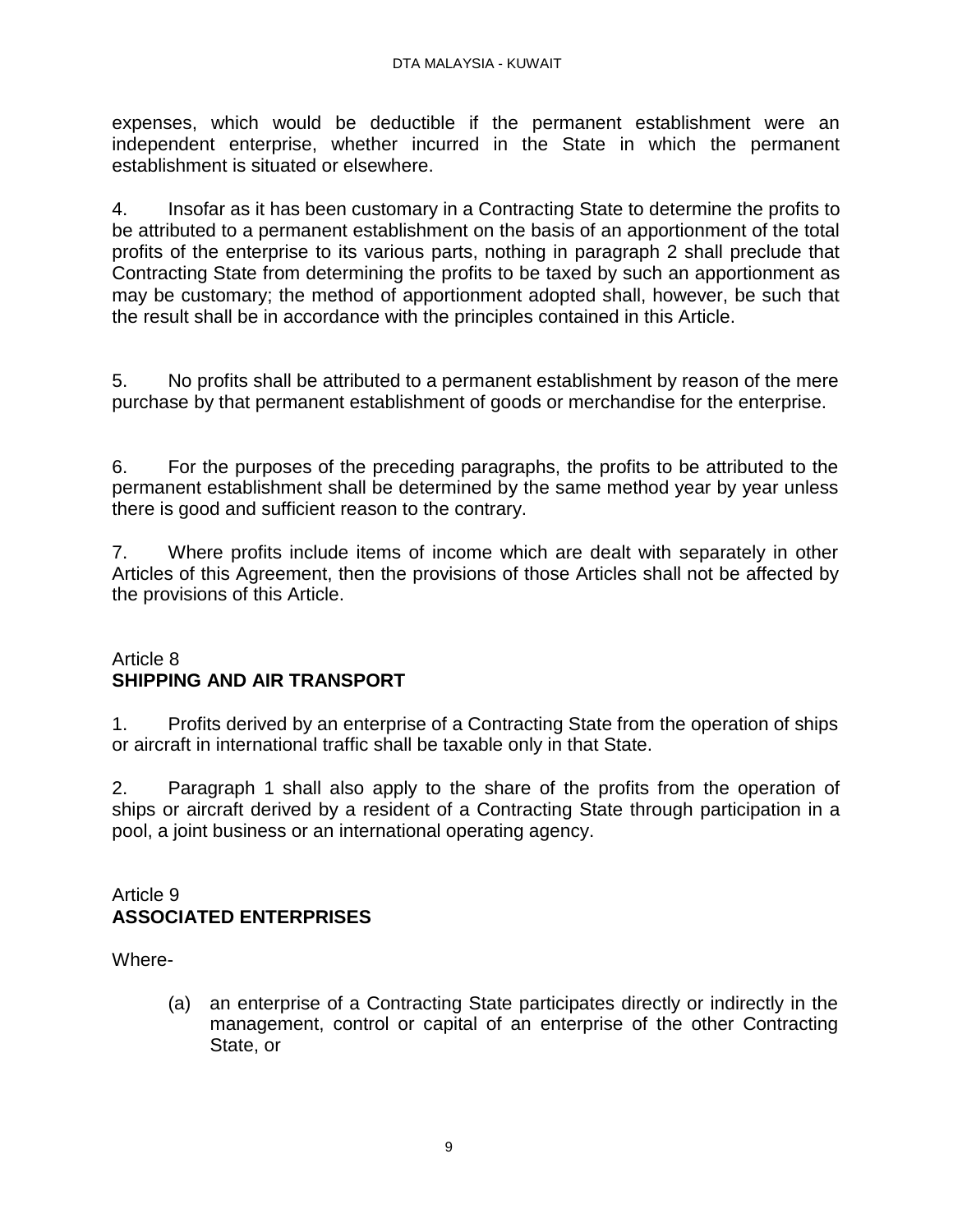expenses, which would be deductible if the permanent establishment were an independent enterprise, whether incurred in the State in which the permanent establishment is situated or elsewhere.

4. Insofar as it has been customary in a Contracting State to determine the profits to be attributed to a permanent establishment on the basis of an apportionment of the total profits of the enterprise to its various parts, nothing in paragraph 2 shall preclude that Contracting State from determining the profits to be taxed by such an apportionment as may be customary; the method of apportionment adopted shall, however, be such that the result shall be in accordance with the principles contained in this Article.

5. No profits shall be attributed to a permanent establishment by reason of the mere purchase by that permanent establishment of goods or merchandise for the enterprise.

6. For the purposes of the preceding paragraphs, the profits to be attributed to the permanent establishment shall be determined by the same method year by year unless there is good and sufficient reason to the contrary.

7. Where profits include items of income which are dealt with separately in other Articles of this Agreement, then the provisions of those Articles shall not be affected by the provisions of this Article.

## Article 8
## SHIPPING AND AIR TRANSPORT

1. Profits derived by an enterprise of a Contracting State from the operation of ships or aircraft in international traffic shall be taxable only in that State.

2. Paragraph 1 shall also apply to the share of the profits from the operation of ships or aircraft derived by a resident of a Contracting State through participation in a pool, a joint business or an international operating agency.

## Article 9
## ASSOCIATED ENTERPRISES

Where-

(a) an enterprise of a Contracting State participates directly or indirectly in the management, control or capital of an enterprise of the other Contracting State, or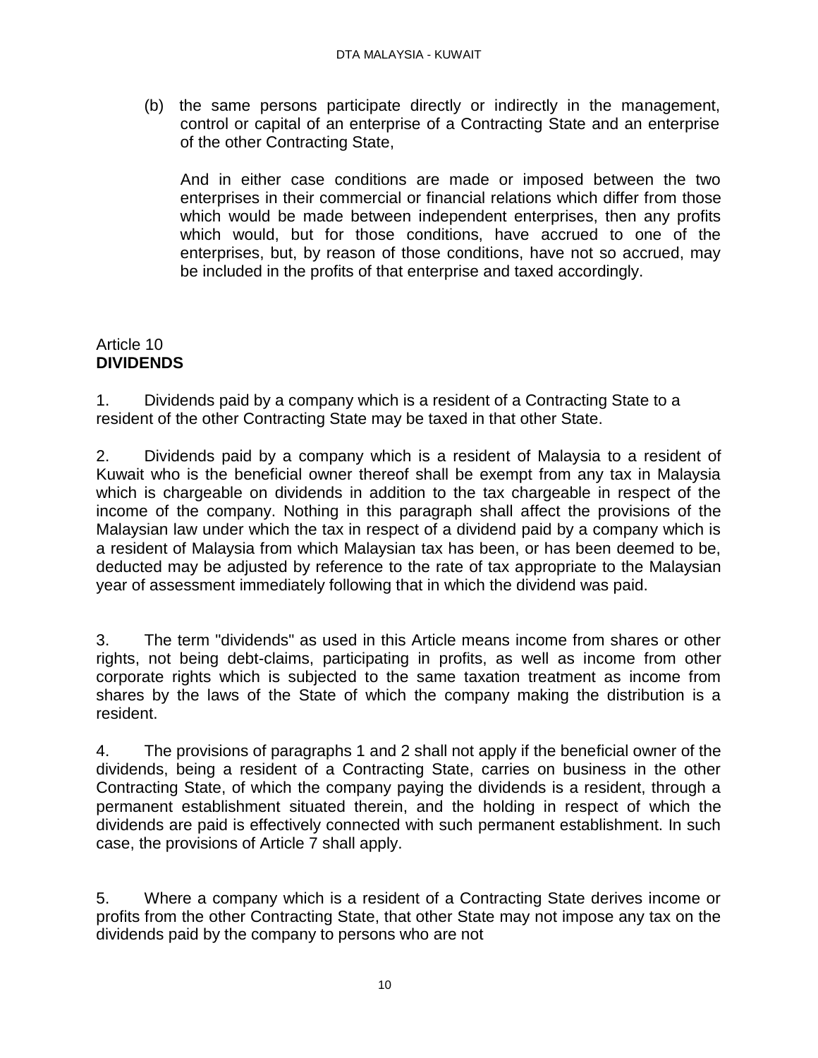(b) the same persons participate directly or indirectly in the management, control or capital of an enterprise of a Contracting State and an enterprise of the other Contracting State,

And in either case conditions are made or imposed between the two enterprises in their commercial or financial relations which differ from those which would be made between independent enterprises, then any profits which would, but for those conditions, have accrued to one of the enterprises, but, by reason of those conditions, have not so accrued, may be included in the profits of that enterprise and taxed accordingly.

## Article 10
## **DIVIDENDS**

1. Dividends paid by a company which is a resident of a Contracting State to a resident of the other Contracting State may be taxed in that other State.

2. Dividends paid by a company which is a resident of Malaysia to a resident of Kuwait who is the beneficial owner thereof shall be exempt from any tax in Malaysia which is chargeable on dividends in addition to the tax chargeable in respect of the income of the company. Nothing in this paragraph shall affect the provisions of the Malaysian law under which the tax in respect of a dividend paid by a company which is a resident of Malaysia from which Malaysian tax has been, or has been deemed to be, deducted may be adjusted by reference to the rate of tax appropriate to the Malaysian year of assessment immediately following that in which the dividend was paid.

3. The term "dividends" as used in this Article means income from shares or other rights, not being debt-claims, participating in profits, as well as income from other corporate rights which is subjected to the same taxation treatment as income from shares by the laws of the State of which the company making the distribution is a resident.

4. The provisions of paragraphs 1 and 2 shall not apply if the beneficial owner of the dividends, being a resident of a Contracting State, carries on business in the other Contracting State, of which the company paying the dividends is a resident, through a permanent establishment situated therein, and the holding in respect of which the dividends are paid is effectively connected with such permanent establishment. In such case, the provisions of Article 7 shall apply.

5. Where a company which is a resident of a Contracting State derives income or profits from the other Contracting State, that other State may not impose any tax on the dividends paid by the company to persons who are not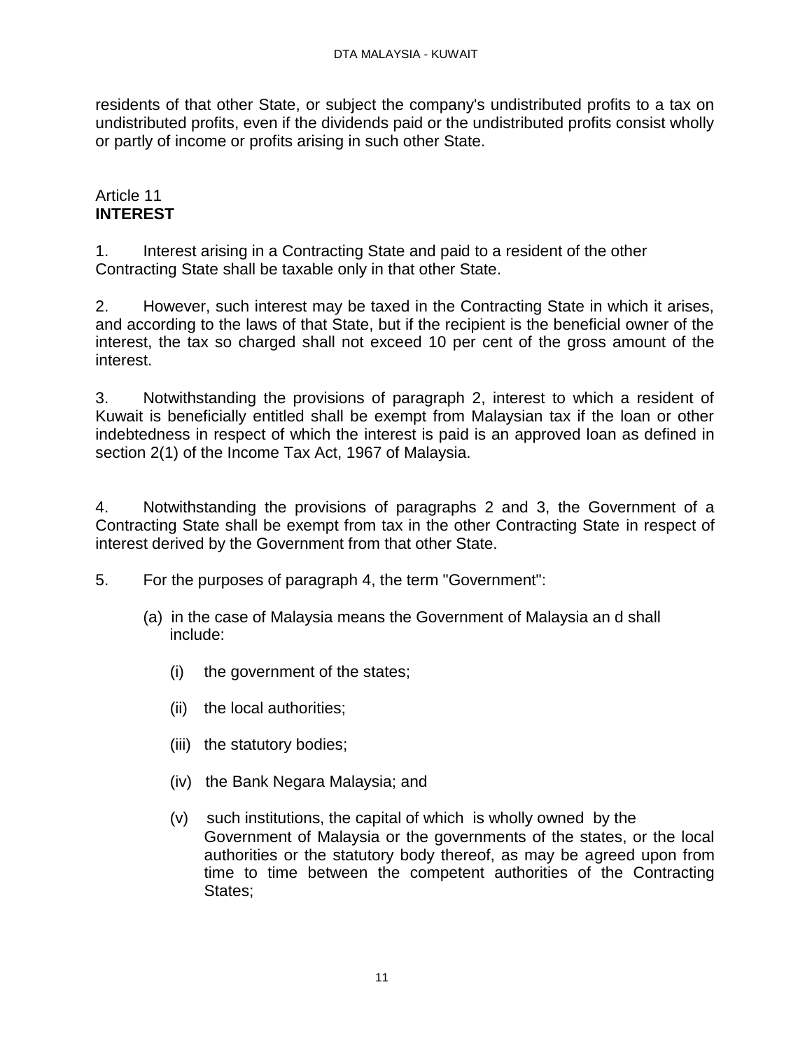residents of that other State, or subject the company's undistributed profits to a tax on undistributed profits, even if the dividends paid or the undistributed profits consist wholly or partly of income or profits arising in such other State.

Article 11
**INTEREST**

1. Interest arising in a Contracting State and paid to a resident of the other Contracting State shall be taxable only in that other State.

2. However, such interest may be taxed in the Contracting State in which it arises, and according to the laws of that State, but if the recipient is the beneficial owner of the interest, the tax so charged shall not exceed 10 per cent of the gross amount of the interest.

3. Notwithstanding the provisions of paragraph 2, interest to which a resident of Kuwait is beneficially entitled shall be exempt from Malaysian tax if the loan or other indebtedness in respect of which the interest is paid is an approved loan as defined in section 2(1) of the Income Tax Act, 1967 of Malaysia.

4. Notwithstanding the provisions of paragraphs 2 and 3, the Government of a Contracting State shall be exempt from tax in the other Contracting State in respect of interest derived by the Government from that other State.

5. For the purposes of paragraph 4, the term "Government":

   (a) in the case of Malaysia means the Government of Malaysia an d shall include:

      (i) the government of the states;

      (ii) the local authorities;

      (iii) the statutory bodies;

      (iv) the Bank Negara Malaysia; and

      (v) such institutions, the capital of which is wholly owned by the Government of Malaysia or the governments of the states, or the local authorities or the statutory body thereof, as may be agreed upon from time to time between the competent authorities of the Contracting States;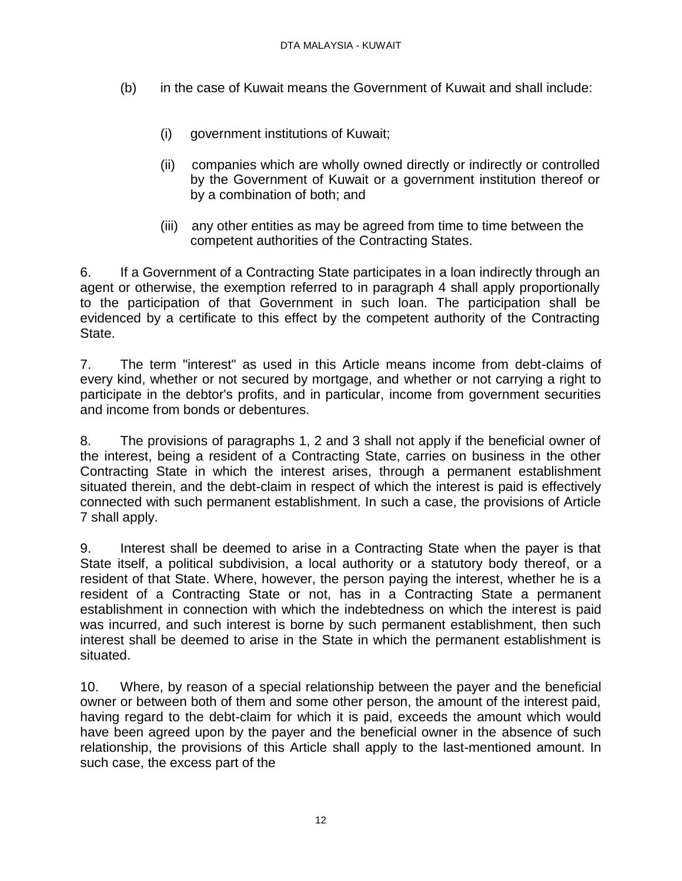(b) in the case of Kuwait means the Government of Kuwait and shall include:

(i) government institutions of Kuwait;

(ii) companies which are wholly owned directly or indirectly or controlled by the Government of Kuwait or a government institution thereof or by a combination of both; and

(iii) any other entities as may be agreed from time to time between the competent authorities of the Contracting States.

6. If a Government of a Contracting State participates in a loan indirectly through an agent or otherwise, the exemption referred to in paragraph 4 shall apply proportionally to the participation of that Government in such loan. The participation shall be evidenced by a certificate to this effect by the competent authority of the Contracting State.

7. The term "interest" as used in this Article means income from debt-claims of every kind, whether or not secured by mortgage, and whether or not carrying a right to participate in the debtor's profits, and in particular, income from government securities and income from bonds or debentures.

8. The provisions of paragraphs 1, 2 and 3 shall not apply if the beneficial owner of the interest, being a resident of a Contracting State, carries on business in the other Contracting State in which the interest arises, through a permanent establishment situated therein, and the debt-claim in respect of which the interest is paid is effectively connected with such permanent establishment. In such a case, the provisions of Article 7 shall apply.

9. Interest shall be deemed to arise in a Contracting State when the payer is that State itself, a political subdivision, a local authority or a statutory body thereof, or a resident of that State. Where, however, the person paying the interest, whether he is a resident of a Contracting State or not, has in a Contracting State a permanent establishment in connection with which the indebtedness on which the interest is paid was incurred, and such interest is borne by such permanent establishment, then such interest shall be deemed to arise in the State in which the permanent establishment is situated.

10. Where, by reason of a special relationship between the payer and the beneficial owner or between both of them and some other person, the amount of the interest paid, having regard to the debt-claim for which it is paid, exceeds the amount which would have been agreed upon by the payer and the beneficial owner in the absence of such relationship, the provisions of this Article shall apply to the last-mentioned amount. In such case, the excess part of the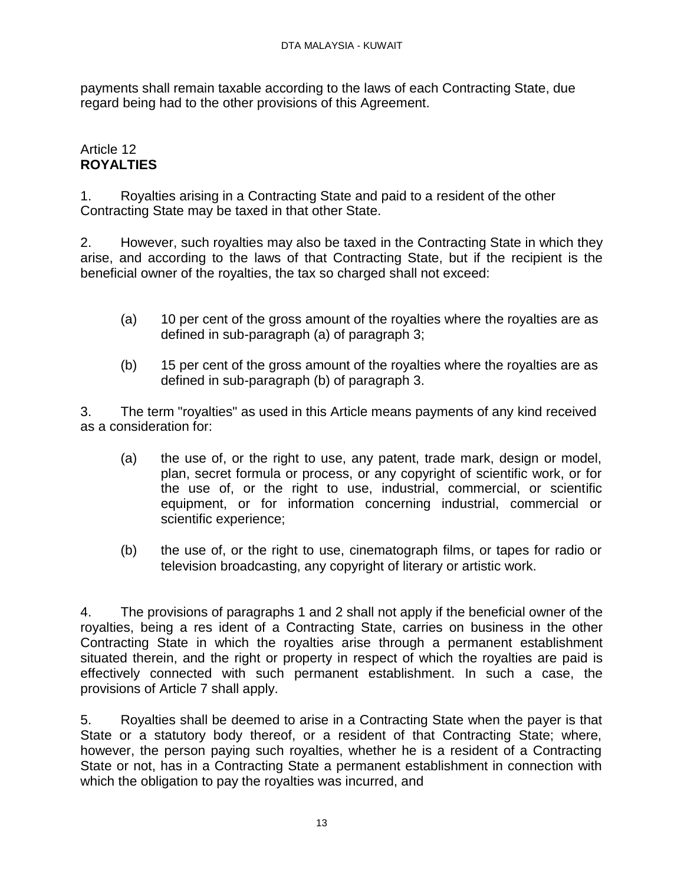payments shall remain taxable according to the laws of each Contracting State, due regard being had to the other provisions of this Agreement.

Article 12
**ROYALTIES**

1. Royalties arising in a Contracting State and paid to a resident of the other Contracting State may be taxed in that other State.

2. However, such royalties may also be taxed in the Contracting State in which they arise, and according to the laws of that Contracting State, but if the recipient is the beneficial owner of the royalties, the tax so charged shall not exceed:

(a) 10 per cent of the gross amount of the royalties where the royalties are as defined in sub-paragraph (a) of paragraph 3;

(b) 15 per cent of the gross amount of the royalties where the royalties are as defined in sub-paragraph (b) of paragraph 3.

3. The term "royalties" as used in this Article means payments of any kind received as a consideration for:

(a) the use of, or the right to use, any patent, trade mark, design or model, plan, secret formula or process, or any copyright of scientific work, or for the use of, or the right to use, industrial, commercial, or scientific equipment, or for information concerning industrial, commercial or scientific experience;

(b) the use of, or the right to use, cinematograph films, or tapes for radio or television broadcasting, any copyright of literary or artistic work.

4. The provisions of paragraphs 1 and 2 shall not apply if the beneficial owner of the royalties, being a res ident of a Contracting State, carries on business in the other Contracting State in which the royalties arise through a permanent establishment situated therein, and the right or property in respect of which the royalties are paid is effectively connected with such permanent establishment. In such a case, the provisions of Article 7 shall apply.

5. Royalties shall be deemed to arise in a Contracting State when the payer is that State or a statutory body thereof, or a resident of that Contracting State; where, however, the person paying such royalties, whether he is a resident of a Contracting State or not, has in a Contracting State a permanent establishment in connection with which the obligation to pay the royalties was incurred, and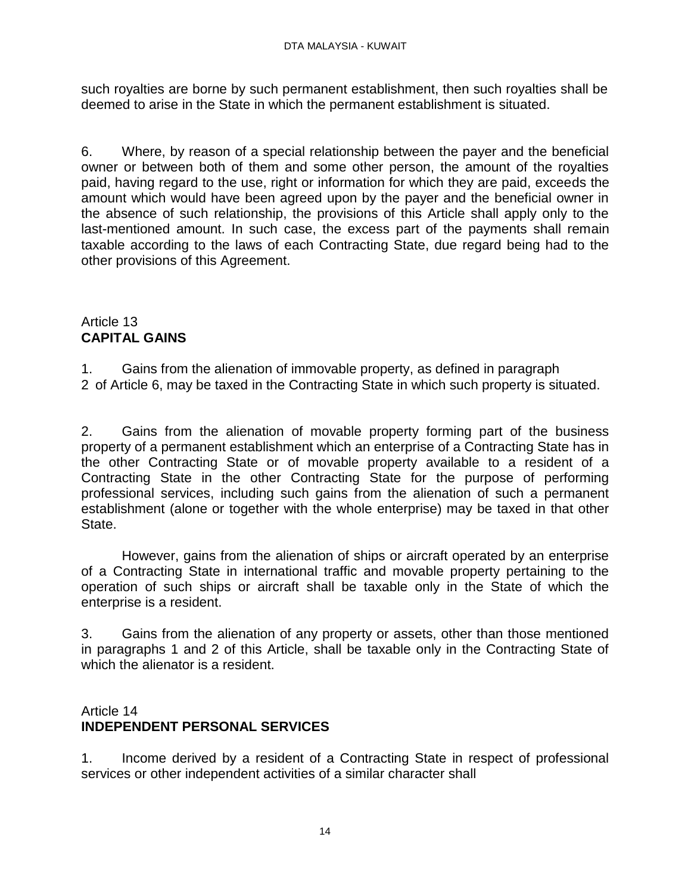such royalties are borne by such permanent establishment, then such royalties shall be deemed to arise in the State in which the permanent establishment is situated.

6. Where, by reason of a special relationship between the payer and the beneficial owner or between both of them and some other person, the amount of the royalties paid, having regard to the use, right or information for which they are paid, exceeds the amount which would have been agreed upon by the payer and the beneficial owner in the absence of such relationship, the provisions of this Article shall apply only to the last-mentioned amount. In such case, the excess part of the payments shall remain taxable according to the laws of each Contracting State, due regard being had to the other provisions of this Agreement.

## Article 13
## **CAPITAL GAINS**

1. Gains from the alienation of immovable property, as defined in paragraph 2 of Article 6, may be taxed in the Contracting State in which such property is situated.

2. Gains from the alienation of movable property forming part of the business property of a permanent establishment which an enterprise of a Contracting State has in the other Contracting State or of movable property available to a resident of a Contracting State in the other Contracting State for the purpose of performing professional services, including such gains from the alienation of such a permanent establishment (alone or together with the whole enterprise) may be taxed in that other State.

However, gains from the alienation of ships or aircraft operated by an enterprise of a Contracting State in international traffic and movable property pertaining to the operation of such ships or aircraft shall be taxable only in the State of which the enterprise is a resident.

3. Gains from the alienation of any property or assets, other than those mentioned in paragraphs 1 and 2 of this Article, shall be taxable only in the Contracting State of which the alienator is a resident.

## Article 14
## **INDEPENDENT PERSONAL SERVICES**

1. Income derived by a resident of a Contracting State in respect of professional services or other independent activities of a similar character shall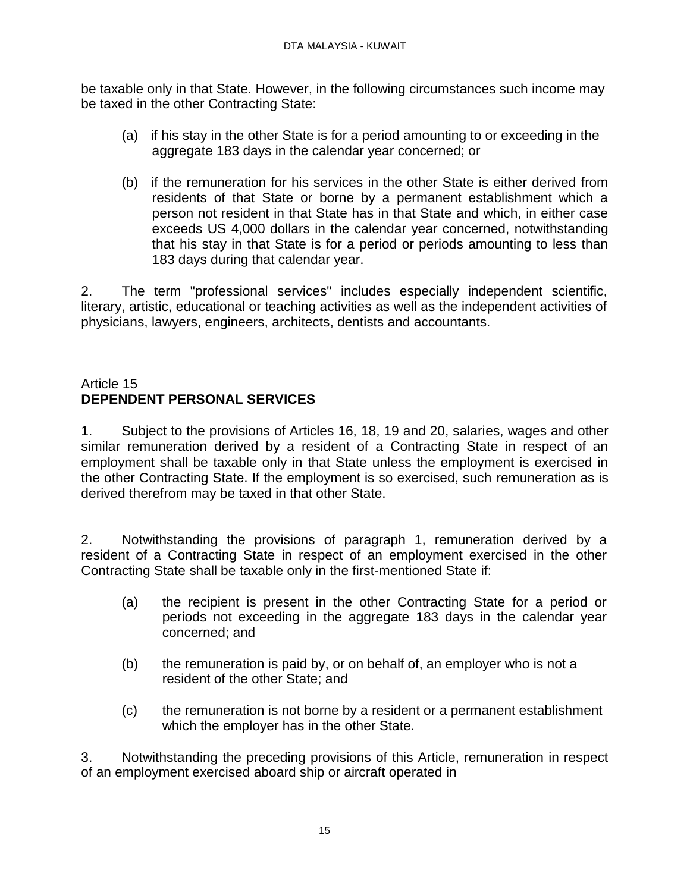be taxable only in that State. However, in the following circumstances such income may be taxed in the other Contracting State:

(a) if his stay in the other State is for a period amounting to or exceeding in the aggregate 183 days in the calendar year concerned; or

(b) if the remuneration for his services in the other State is either derived from residents of that State or borne by a permanent establishment which a person not resident in that State has in that State and which, in either case exceeds US 4,000 dollars in the calendar year concerned, notwithstanding that his stay in that State is for a period or periods amounting to less than 183 days during that calendar year.

2. The term "professional services" includes especially independent scientific, literary, artistic, educational or teaching activities as well as the independent activities of physicians, lawyers, engineers, architects, dentists and accountants.

## Article 15
## **DEPENDENT PERSONAL SERVICES**

1. Subject to the provisions of Articles 16, 18, 19 and 20, salaries, wages and other similar remuneration derived by a resident of a Contracting State in respect of an employment shall be taxable only in that State unless the employment is exercised in the other Contracting State. If the employment is so exercised, such remuneration as is derived therefrom may be taxed in that other State.

2. Notwithstanding the provisions of paragraph 1, remuneration derived by a resident of a Contracting State in respect of an employment exercised in the other Contracting State shall be taxable only in the first-mentioned State if:

(a) the recipient is present in the other Contracting State for a period or periods not exceeding in the aggregate 183 days in the calendar year concerned; and

(b) the remuneration is paid by, or on behalf of, an employer who is not a resident of the other State; and

(c) the remuneration is not borne by a resident or a permanent establishment which the employer has in the other State.

3. Notwithstanding the preceding provisions of this Article, remuneration in respect of an employment exercised aboard ship or aircraft operated in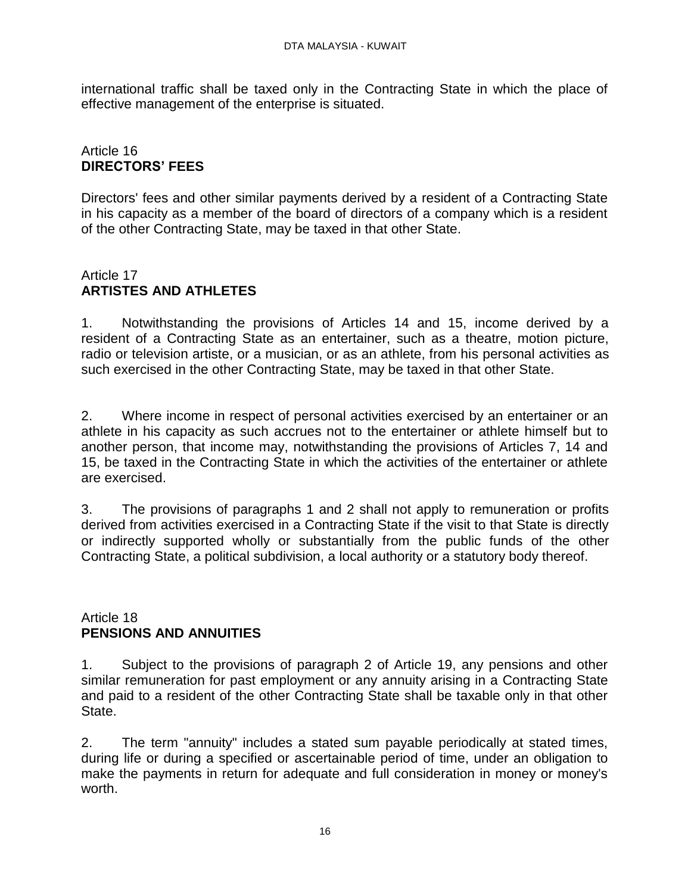international traffic shall be taxed only in the Contracting State in which the place of effective management of the enterprise is situated.

## Article 16
## DIRECTORS' FEES

Directors' fees and other similar payments derived by a resident of a Contracting State in his capacity as a member of the board of directors of a company which is a resident of the other Contracting State, may be taxed in that other State.

## Article 17
## ARTISTES AND ATHLETES

1. Notwithstanding the provisions of Articles 14 and 15, income derived by a resident of a Contracting State as an entertainer, such as a theatre, motion picture, radio or television artiste, or a musician, or as an athlete, from his personal activities as such exercised in the other Contracting State, may be taxed in that other State.

2. Where income in respect of personal activities exercised by an entertainer or an athlete in his capacity as such accrues not to the entertainer or athlete himself but to another person, that income may, notwithstanding the provisions of Articles 7, 14 and 15, be taxed in the Contracting State in which the activities of the entertainer or athlete are exercised.

3. The provisions of paragraphs 1 and 2 shall not apply to remuneration or profits derived from activities exercised in a Contracting State if the visit to that State is directly or indirectly supported wholly or substantially from the public funds of the other Contracting State, a political subdivision, a local authority or a statutory body thereof.

## Article 18
## PENSIONS AND ANNUITIES

1. Subject to the provisions of paragraph 2 of Article 19, any pensions and other similar remuneration for past employment or any annuity arising in a Contracting State and paid to a resident of the other Contracting State shall be taxable only in that other State.

2. The term "annuity" includes a stated sum payable periodically at stated times, during life or during a specified or ascertainable period of time, under an obligation to make the payments in return for adequate and full consideration in money or money's worth.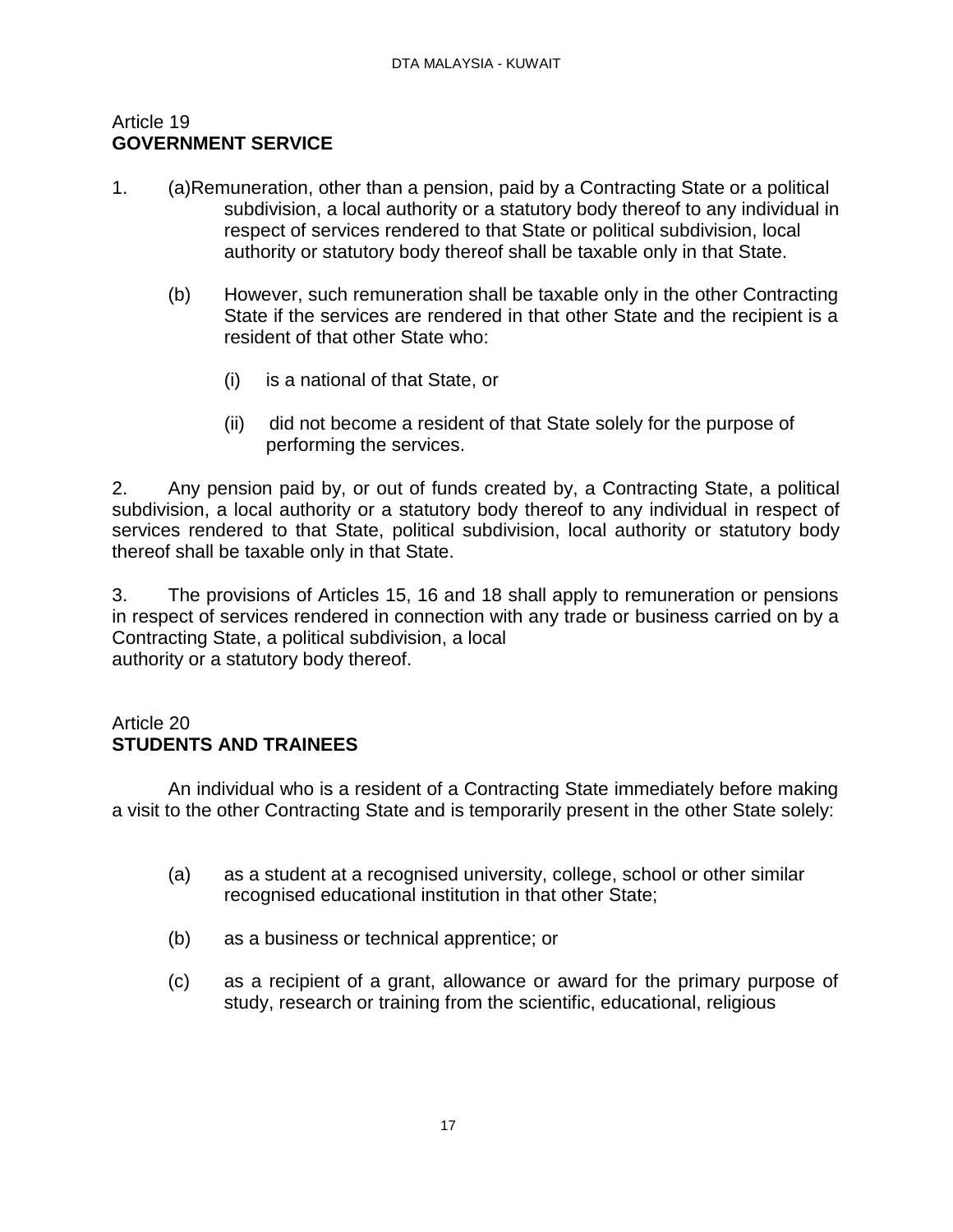## Article 19
## GOVERNMENT SERVICE

1. (a) Remuneration, other than a pension, paid by a Contracting State or a political subdivision, a local authority or a statutory body thereof to any individual in respect of services rendered to that State or political subdivision, local authority or statutory body thereof shall be taxable only in that State.

   (b) However, such remuneration shall be taxable only in the other Contracting State if the services are rendered in that other State and the recipient is a resident of that other State who:

      (i) is a national of that State, or

      (ii) did not become a resident of that State solely for the purpose of performing the services.

2. Any pension paid by, or out of funds created by, a Contracting State, a political subdivision, a local authority or a statutory body thereof to any individual in respect of services rendered to that State, political subdivision, local authority or statutory body thereof shall be taxable only in that State.

3. The provisions of Articles 15, 16 and 18 shall apply to remuneration or pensions in respect of services rendered in connection with any trade or business carried on by a Contracting State, a political subdivision, a local authority or a statutory body thereof.

## Article 20
## STUDENTS AND TRAINEES

An individual who is a resident of a Contracting State immediately before making a visit to the other Contracting State and is temporarily present in the other State solely:

(a) as a student at a recognised university, college, school or other similar recognised educational institution in that other State;

(b) as a business or technical apprentice; or

(c) as a recipient of a grant, allowance or award for the primary purpose of study, research or training from the scientific, educational, religious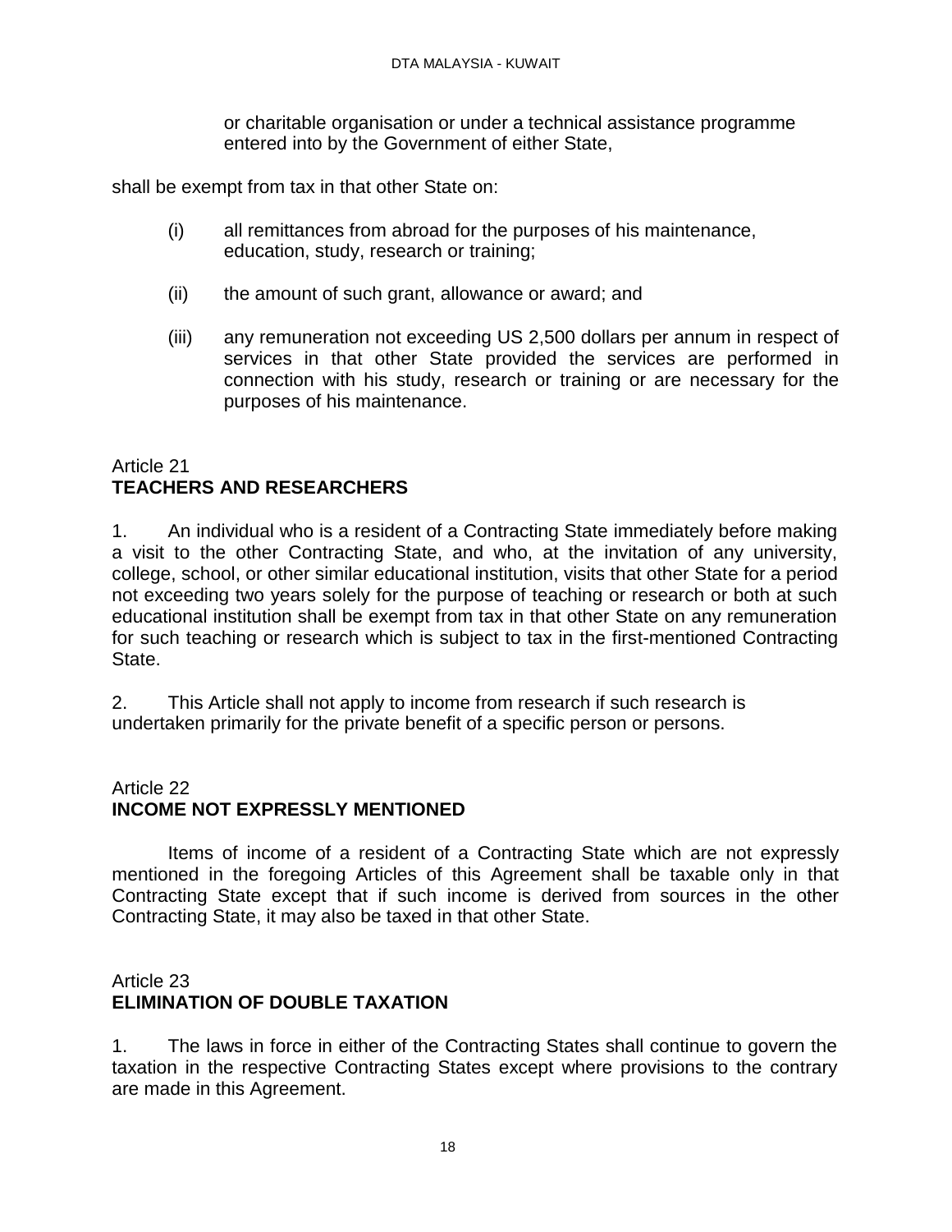or charitable organisation or under a technical assistance programme entered into by the Government of either State,

shall be exempt from tax in that other State on:

(i) all remittances from abroad for the purposes of his maintenance, education, study, research or training;

(ii) the amount of such grant, allowance or award; and

(iii) any remuneration not exceeding US 2,500 dollars per annum in respect of services in that other State provided the services are performed in connection with his study, research or training or are necessary for the purposes of his maintenance.

## Article 21
## TEACHERS AND RESEARCHERS

1. An individual who is a resident of a Contracting State immediately before making a visit to the other Contracting State, and who, at the invitation of any university, college, school, or other similar educational institution, visits that other State for a period not exceeding two years solely for the purpose of teaching or research or both at such educational institution shall be exempt from tax in that other State on any remuneration for such teaching or research which is subject to tax in the first-mentioned Contracting State.

2. This Article shall not apply to income from research if such research is undertaken primarily for the private benefit of a specific person or persons.

## Article 22
## INCOME NOT EXPRESSLY MENTIONED

Items of income of a resident of a Contracting State which are not expressly mentioned in the foregoing Articles of this Agreement shall be taxable only in that Contracting State except that if such income is derived from sources in the other Contracting State, it may also be taxed in that other State.

## Article 23
## ELIMINATION OF DOUBLE TAXATION

1. The laws in force in either of the Contracting States shall continue to govern the taxation in the respective Contracting States except where provisions to the contrary are made in this Agreement.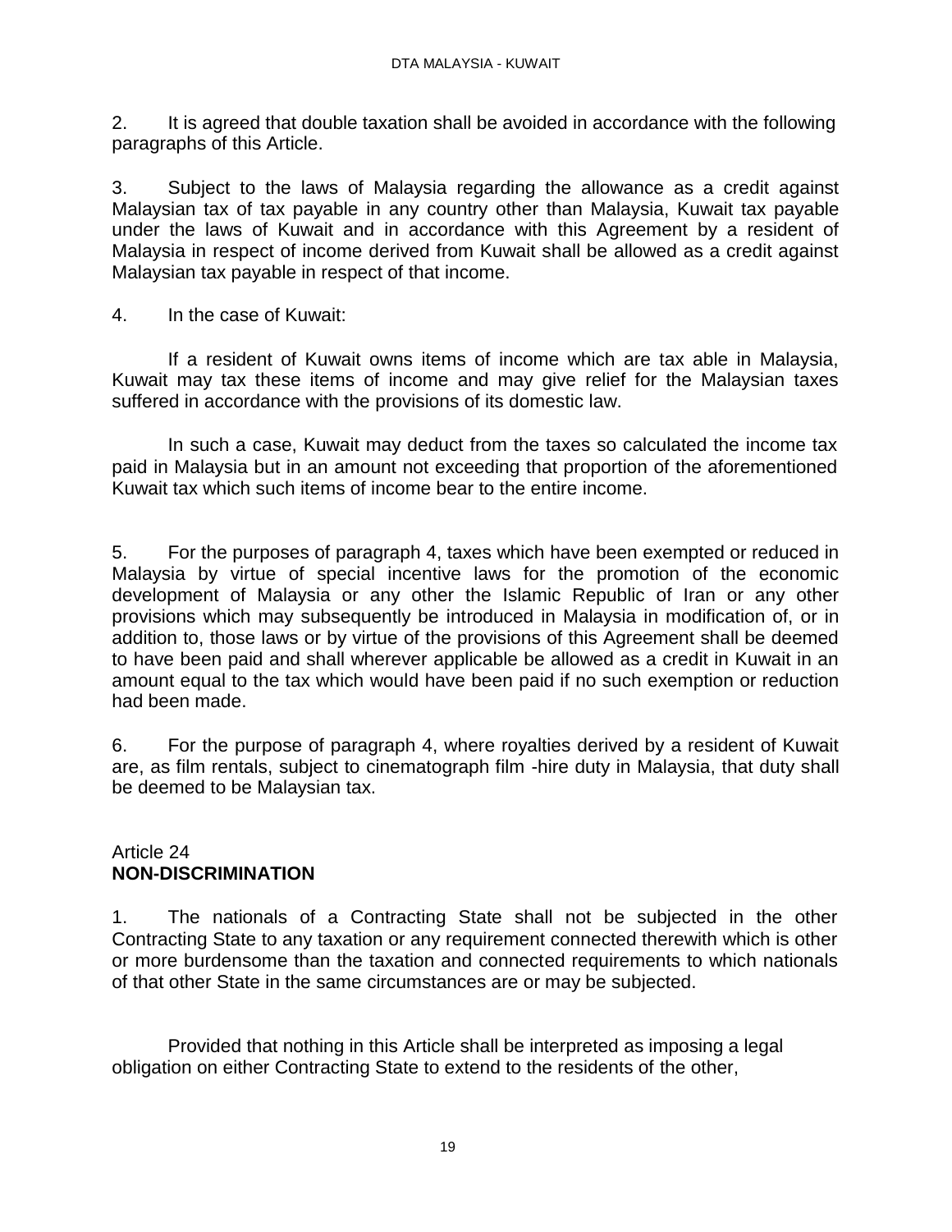2. It is agreed that double taxation shall be avoided in accordance with the following paragraphs of this Article.

3. Subject to the laws of Malaysia regarding the allowance as a credit against Malaysian tax of tax payable in any country other than Malaysia, Kuwait tax payable under the laws of Kuwait and in accordance with this Agreement by a resident of Malaysia in respect of income derived from Kuwait shall be allowed as a credit against Malaysian tax payable in respect of that income.

4. In the case of Kuwait:

If a resident of Kuwait owns items of income which are tax able in Malaysia, Kuwait may tax these items of income and may give relief for the Malaysian taxes suffered in accordance with the provisions of its domestic law.

In such a case, Kuwait may deduct from the taxes so calculated the income tax paid in Malaysia but in an amount not exceeding that proportion of the aforementioned Kuwait tax which such items of income bear to the entire income.

5. For the purposes of paragraph 4, taxes which have been exempted or reduced in Malaysia by virtue of special incentive laws for the promotion of the economic development of Malaysia or any other the Islamic Republic of Iran or any other provisions which may subsequently be introduced in Malaysia in modification of, or in addition to, those laws or by virtue of the provisions of this Agreement shall be deemed to have been paid and shall wherever applicable be allowed as a credit in Kuwait in an amount equal to the tax which would have been paid if no such exemption or reduction had been made.

6. For the purpose of paragraph 4, where royalties derived by a resident of Kuwait are, as film rentals, subject to cinematograph film -hire duty in Malaysia, that duty shall be deemed to be Malaysian tax.

## Article 24
## **NON-DISCRIMINATION**

1. The nationals of a Contracting State shall not be subjected in the other Contracting State to any taxation or any requirement connected therewith which is other or more burdensome than the taxation and connected requirements to which nationals of that other State in the same circumstances are or may be subjected.

Provided that nothing in this Article shall be interpreted as imposing a legal obligation on either Contracting State to extend to the residents of the other,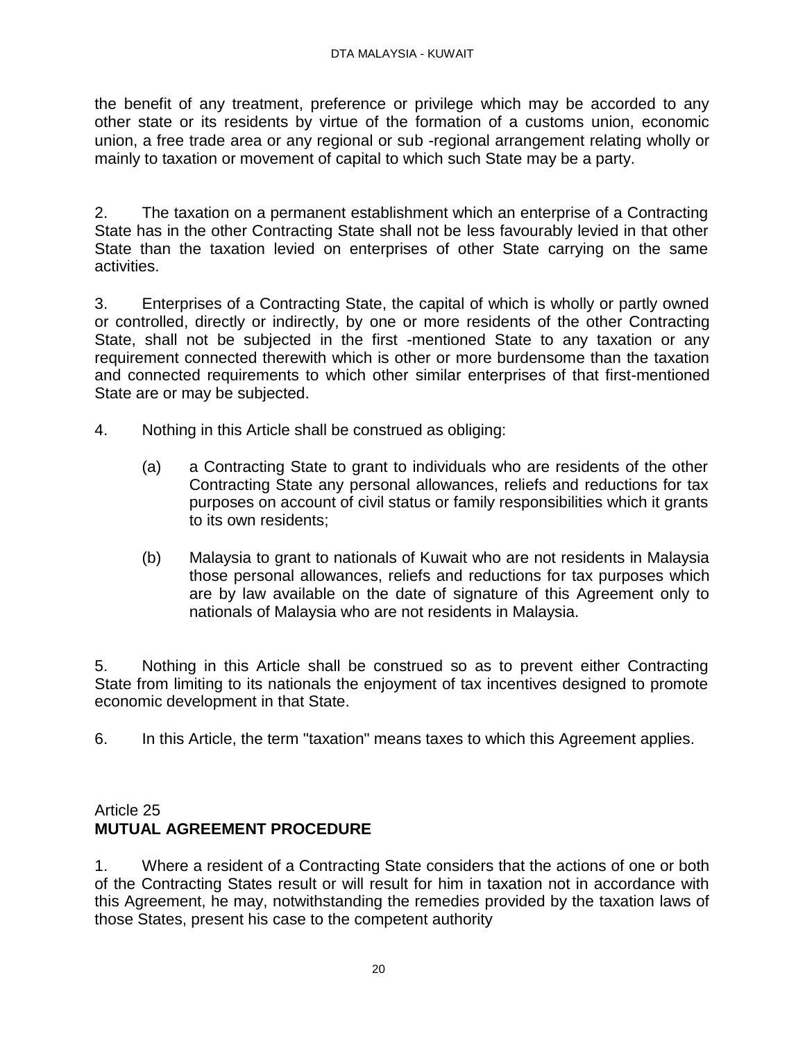the benefit of any treatment, preference or privilege which may be accorded to any other state or its residents by virtue of the formation of a customs union, economic union, a free trade area or any regional or sub -regional arrangement relating wholly or mainly to taxation or movement of capital to which such State may be a party.

2. The taxation on a permanent establishment which an enterprise of a Contracting State has in the other Contracting State shall not be less favourably levied in that other State than the taxation levied on enterprises of other State carrying on the same activities.

3. Enterprises of a Contracting State, the capital of which is wholly or partly owned or controlled, directly or indirectly, by one or more residents of the other Contracting State, shall not be subjected in the first -mentioned State to any taxation or any requirement connected therewith which is other or more burdensome than the taxation and connected requirements to which other similar enterprises of that first-mentioned State are or may be subjected.

4. Nothing in this Article shall be construed as obliging:

   (a) a Contracting State to grant to individuals who are residents of the other Contracting State any personal allowances, reliefs and reductions for tax purposes on account of civil status or family responsibilities which it grants to its own residents;

   (b) Malaysia to grant to nationals of Kuwait who are not residents in Malaysia those personal allowances, reliefs and reductions for tax purposes which are by law available on the date of signature of this Agreement only to nationals of Malaysia who are not residents in Malaysia.

5. Nothing in this Article shall be construed so as to prevent either Contracting State from limiting to its nationals the enjoyment of tax incentives designed to promote economic development in that State.

6. In this Article, the term "taxation" means taxes to which this Agreement applies.

## Article 25
## **MUTUAL AGREEMENT PROCEDURE**

1. Where a resident of a Contracting State considers that the actions of one or both of the Contracting States result or will result for him in taxation not in accordance with this Agreement, he may, notwithstanding the remedies provided by the taxation laws of those States, present his case to the competent authority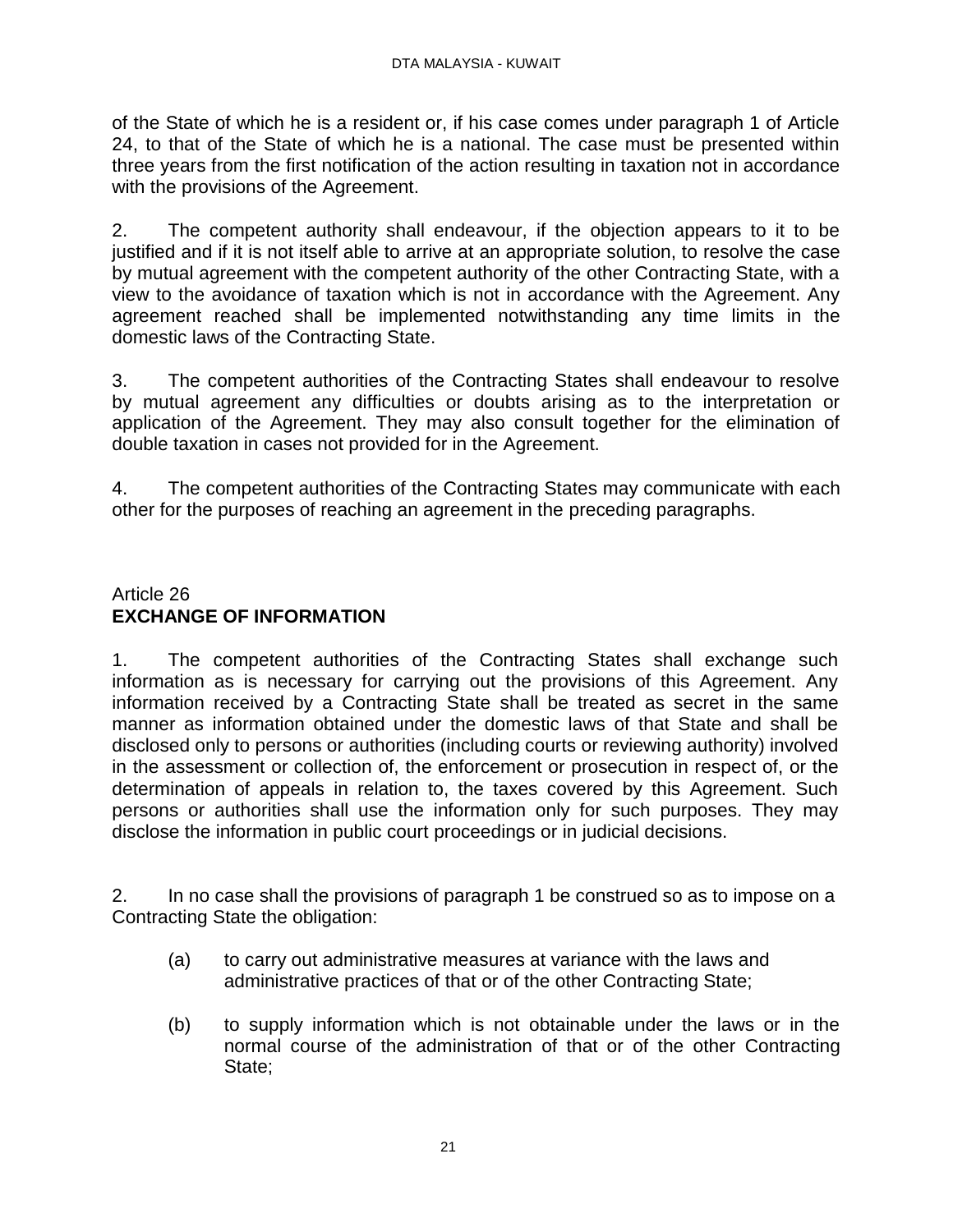of the State of which he is a resident or, if his case comes under paragraph 1 of Article 24, to that of the State of which he is a national. The case must be presented within three years from the first notification of the action resulting in taxation not in accordance with the provisions of the Agreement.

2. The competent authority shall endeavour, if the objection appears to it to be justified and if it is not itself able to arrive at an appropriate solution, to resolve the case by mutual agreement with the competent authority of the other Contracting State, with a view to the avoidance of taxation which is not in accordance with the Agreement. Any agreement reached shall be implemented notwithstanding any time limits in the domestic laws of the Contracting State.

3. The competent authorities of the Contracting States shall endeavour to resolve by mutual agreement any difficulties or doubts arising as to the interpretation or application of the Agreement. They may also consult together for the elimination of double taxation in cases not provided for in the Agreement.

4. The competent authorities of the Contracting States may communicate with each other for the purposes of reaching an agreement in the preceding paragraphs.

## Article 26
## EXCHANGE OF INFORMATION

1. The competent authorities of the Contracting States shall exchange such information as is necessary for carrying out the provisions of this Agreement. Any information received by a Contracting State shall be treated as secret in the same manner as information obtained under the domestic laws of that State and shall be disclosed only to persons or authorities (including courts or reviewing authority) involved in the assessment or collection of, the enforcement or prosecution in respect of, or the determination of appeals in relation to, the taxes covered by this Agreement. Such persons or authorities shall use the information only for such purposes. They may disclose the information in public court proceedings or in judicial decisions.

2. In no case shall the provisions of paragraph 1 be construed so as to impose on a Contracting State the obligation:

(a) to carry out administrative measures at variance with the laws and administrative practices of that or of the other Contracting State;

(b) to supply information which is not obtainable under the laws or in the normal course of the administration of that or of the other Contracting State;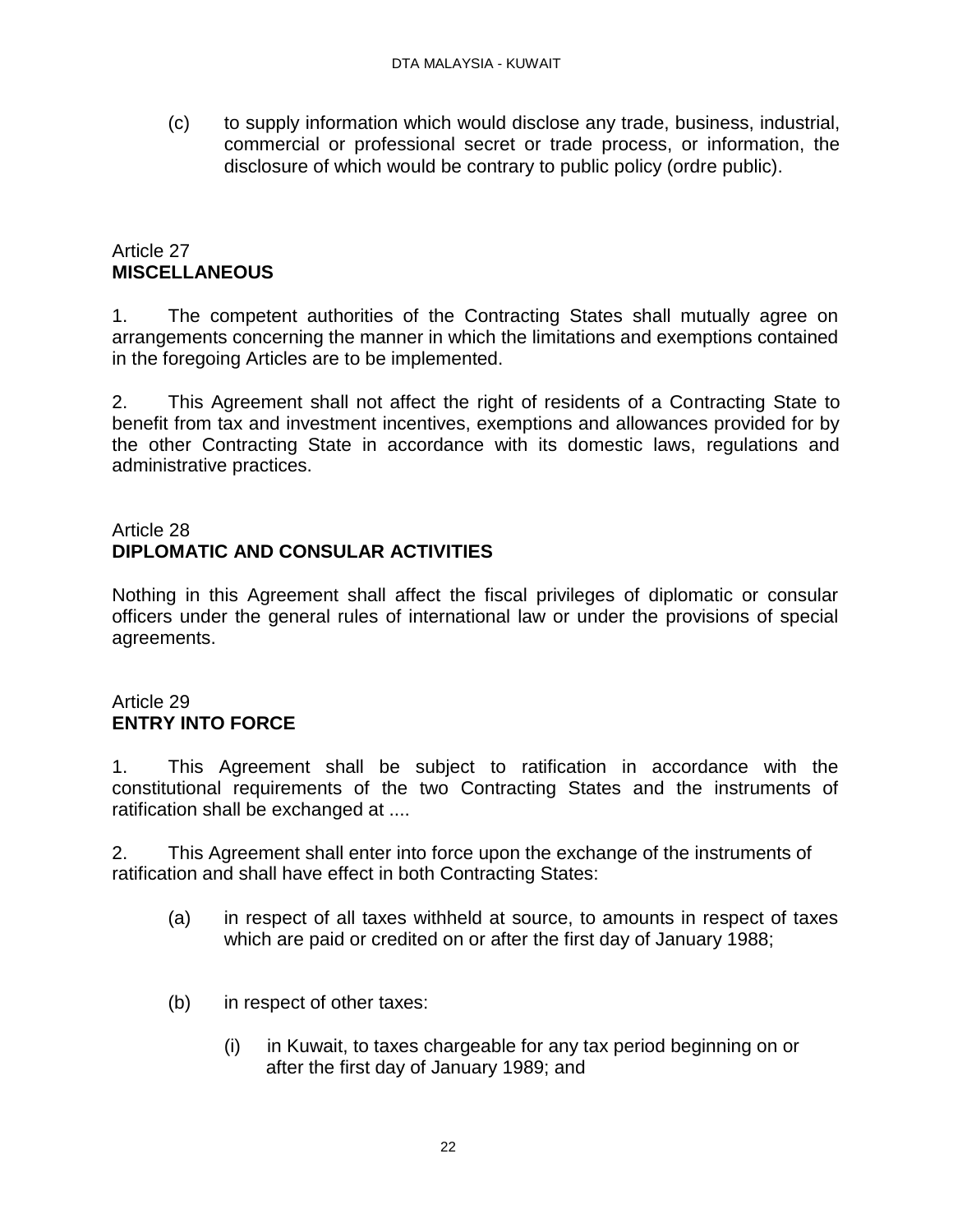(c) to supply information which would disclose any trade, business, industrial, commercial or professional secret or trade process, or information, the disclosure of which would be contrary to public policy (ordre public).

Article 27
**MISCELLANEOUS**

1. The competent authorities of the Contracting States shall mutually agree on arrangements concerning the manner in which the limitations and exemptions contained in the foregoing Articles are to be implemented.

2. This Agreement shall not affect the right of residents of a Contracting State to benefit from tax and investment incentives, exemptions and allowances provided for by the other Contracting State in accordance with its domestic laws, regulations and administrative practices.

Article 28
**DIPLOMATIC AND CONSULAR ACTIVITIES**

Nothing in this Agreement shall affect the fiscal privileges of diplomatic or consular officers under the general rules of international law or under the provisions of special agreements.

Article 29
**ENTRY INTO FORCE**

1. This Agreement shall be subject to ratification in accordance with the constitutional requirements of the two Contracting States and the instruments of ratification shall be exchanged at ....

2. This Agreement shall enter into force upon the exchange of the instruments of ratification and shall have effect in both Contracting States:

(a) in respect of all taxes withheld at source, to amounts in respect of taxes which are paid or credited on or after the first day of January 1988;

(b) in respect of other taxes:

(i) in Kuwait, to taxes chargeable for any tax period beginning on or after the first day of January 1989; and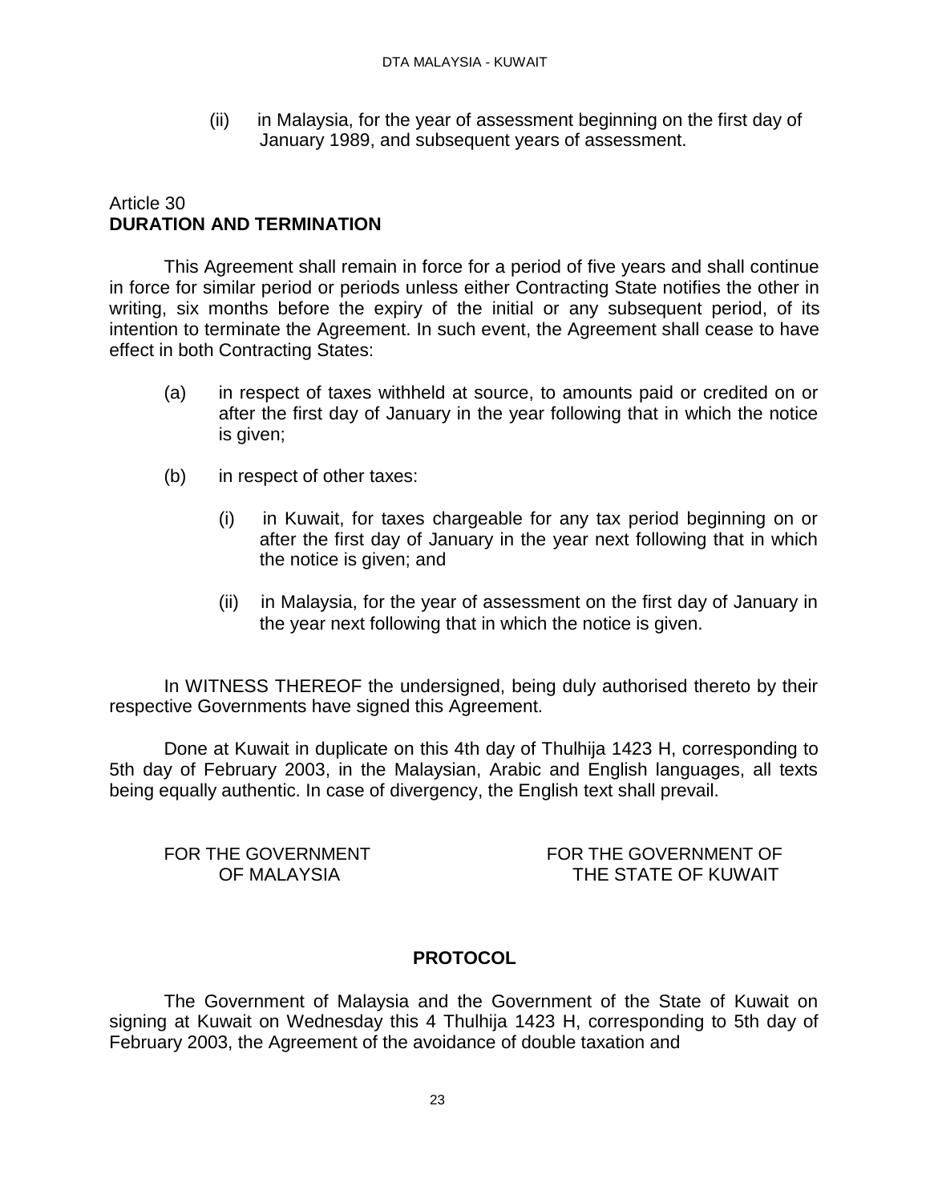(ii) in Malaysia, for the year of assessment beginning on the first day of January 1989, and subsequent years of assessment.

Article 30
**DURATION AND TERMINATION**

This Agreement shall remain in force for a period of five years and shall continue in force for similar period or periods unless either Contracting State notifies the other in writing, six months before the expiry of the initial or any subsequent period, of its intention to terminate the Agreement. In such event, the Agreement shall cease to have effect in both Contracting States:

(a) in respect of taxes withheld at source, to amounts paid or credited on or after the first day of January in the year following that in which the notice is given;

(b) in respect of other taxes:

(i) in Kuwait, for taxes chargeable for any tax period beginning on or after the first day of January in the year next following that in which the notice is given; and

(ii) in Malaysia, for the year of assessment on the first day of January in the year next following that in which the notice is given.

In WITNESS THEREOF the undersigned, being duly authorised thereto by their respective Governments have signed this Agreement.

Done at Kuwait in duplicate on this 4th day of Thulhija 1423 H, corresponding to 5th day of February 2003, in the Malaysian, Arabic and English languages, all texts being equally authentic. In case of divergency, the English text shall prevail.

FOR THE GOVERNMENT OF MALAYSIA

FOR THE GOVERNMENT OF THE STATE OF KUWAIT

**PROTOCOL**

The Government of Malaysia and the Government of the State of Kuwait on signing at Kuwait on Wednesday this 4 Thulhija 1423 H, corresponding to 5th day of February 2003, the Agreement of the avoidance of double taxation and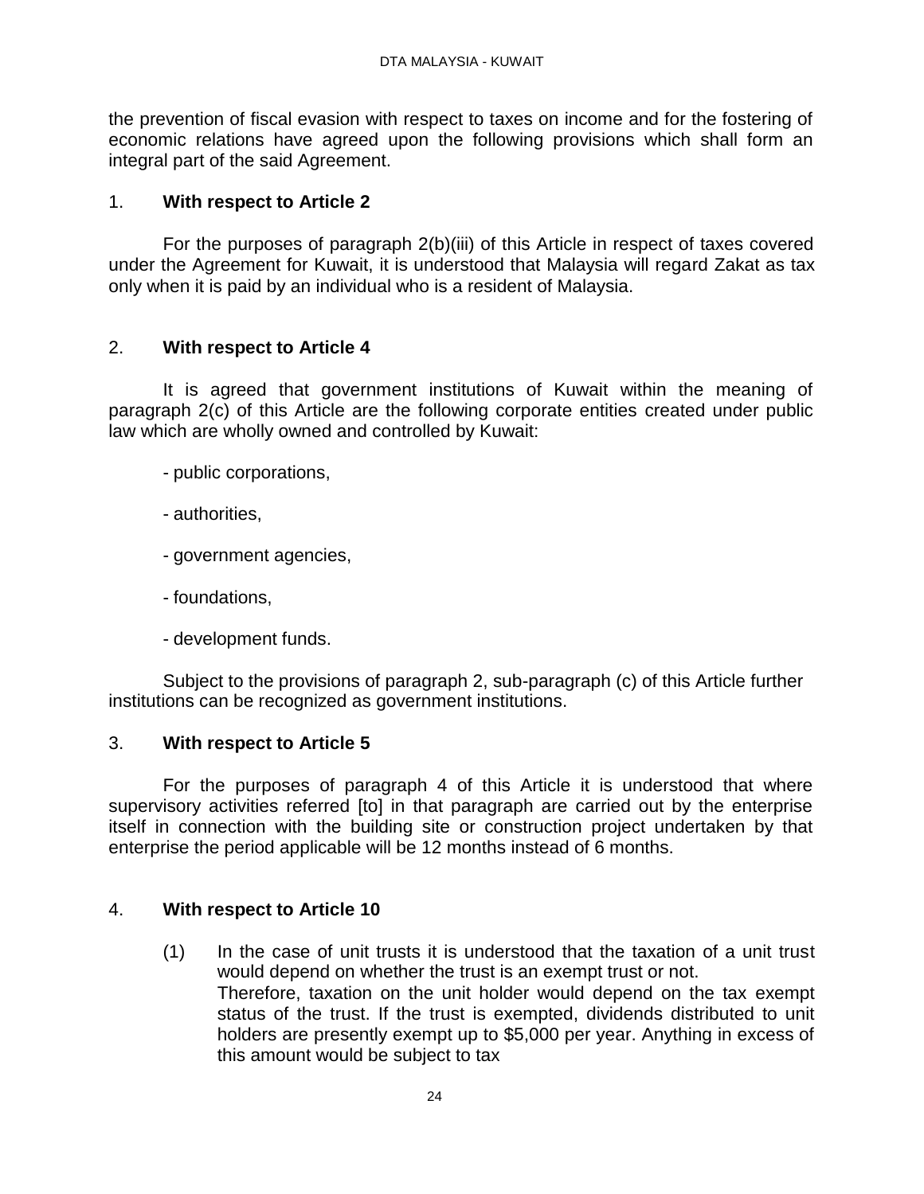the prevention of fiscal evasion with respect to taxes on income and for the fostering of economic relations have agreed upon the following provisions which shall form an integral part of the said Agreement.

1. **With respect to Article 2**

For the purposes of paragraph 2(b)(iii) of this Article in respect of taxes covered under the Agreement for Kuwait, it is understood that Malaysia will regard Zakat as tax only when it is paid by an individual who is a resident of Malaysia.

2. **With respect to Article 4**

It is agreed that government institutions of Kuwait within the meaning of paragraph 2(c) of this Article are the following corporate entities created under public law which are wholly owned and controlled by Kuwait:

- public corporations,

- authorities,

- government agencies,

- foundations,

- development funds.

Subject to the provisions of paragraph 2, sub-paragraph (c) of this Article further institutions can be recognized as government institutions.

3. **With respect to Article 5**

For the purposes of paragraph 4 of this Article it is understood that where supervisory activities referred [to] in that paragraph are carried out by the enterprise itself in connection with the building site or construction project undertaken by that enterprise the period applicable will be 12 months instead of 6 months.

4. **With respect to Article 10**

(1) In the case of unit trusts it is understood that the taxation of a unit trust would depend on whether the trust is an exempt trust or not.
Therefore, taxation on the unit holder would depend on the tax exempt status of the trust. If the trust is exempted, dividends distributed to unit holders are presently exempt up to $5,000 per year. Anything in excess of this amount would be subject to tax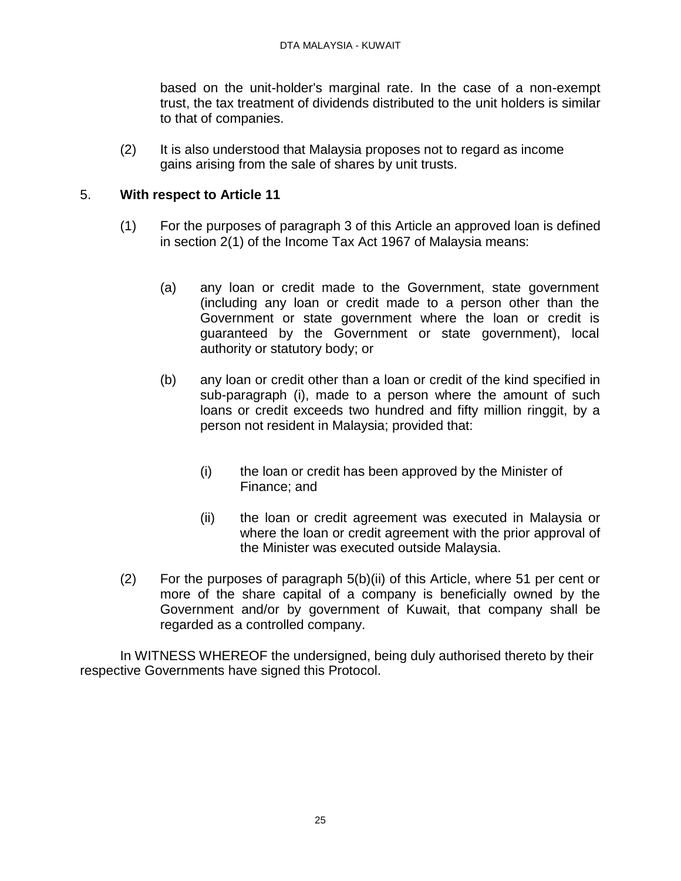based on the unit-holder's marginal rate. In the case of a non-exempt trust, the tax treatment of dividends distributed to the unit holders is similar to that of companies.

(2) It is also understood that Malaysia proposes not to regard as income gains arising from the sale of shares by unit trusts.

5. **With respect to Article 11**

(1) For the purposes of paragraph 3 of this Article an approved loan is defined in section 2(1) of the Income Tax Act 1967 of Malaysia means:

(a) any loan or credit made to the Government, state government (including any loan or credit made to a person other than the Government or state government where the loan or credit is guaranteed by the Government or state government), local authority or statutory body; or

(b) any loan or credit other than a loan or credit of the kind specified in sub-paragraph (i), made to a person where the amount of such loans or credit exceeds two hundred and fifty million ringgit, by a person not resident in Malaysia; provided that:

(i) the loan or credit has been approved by the Minister of Finance; and

(ii) the loan or credit agreement was executed in Malaysia or where the loan or credit agreement with the prior approval of the Minister was executed outside Malaysia.

(2) For the purposes of paragraph 5(b)(ii) of this Article, where 51 per cent or more of the share capital of a company is beneficially owned by the Government and/or by government of Kuwait, that company shall be regarded as a controlled company.

In WITNESS WHEREOF the undersigned, being duly authorised thereto by their respective Governments have signed this Protocol.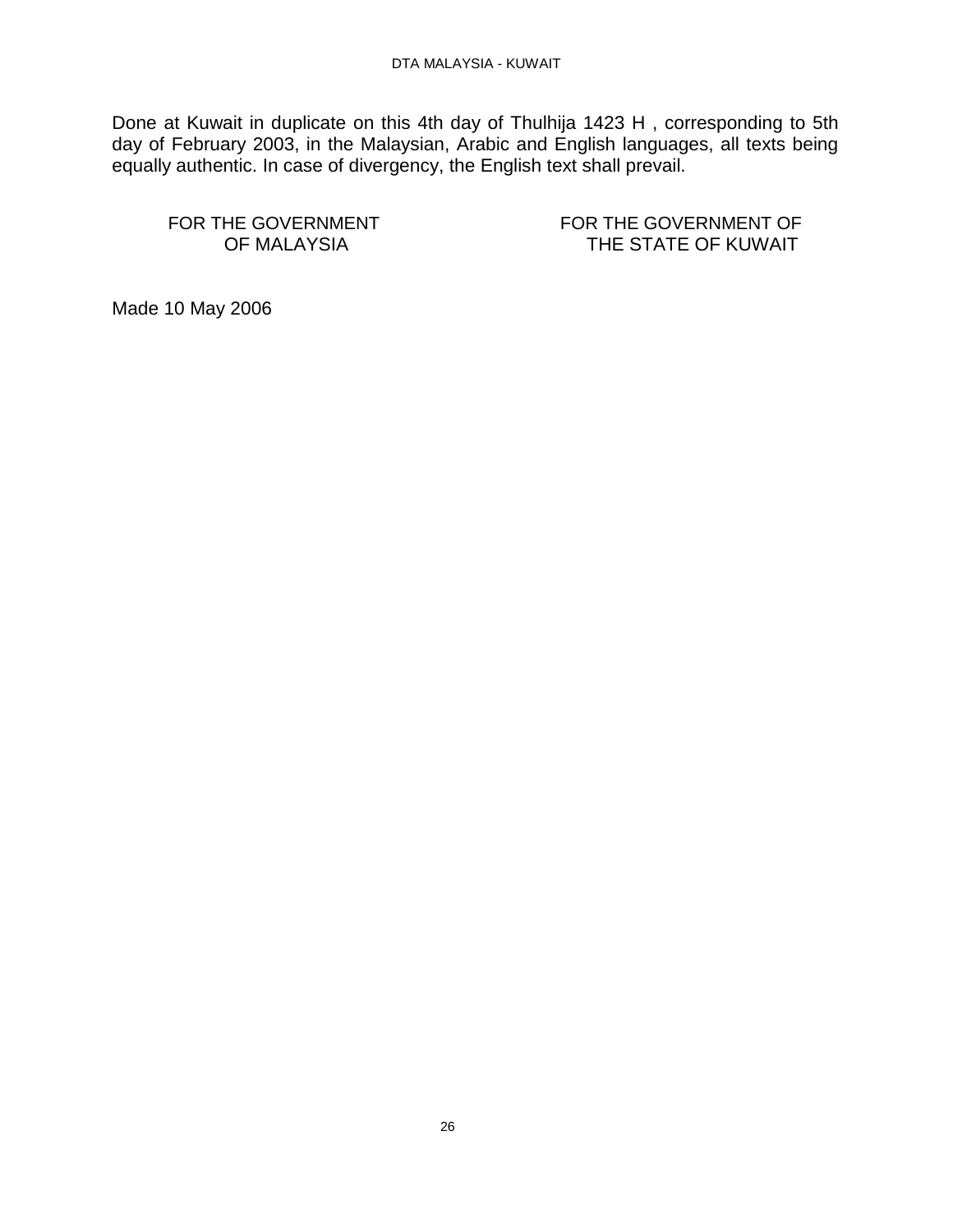Done at Kuwait in duplicate on this 4th day of Thulhija 1423 H , corresponding to 5th day of February 2003, in the Malaysian, Arabic and English languages, all texts being equally authentic. In case of divergency, the English text shall prevail.

| | |
|---|---|
| FOR THE GOVERNMENT OF MALAYSIA | FOR THE GOVERNMENT OF THE STATE OF KUWAIT |

Made 10 May 2006